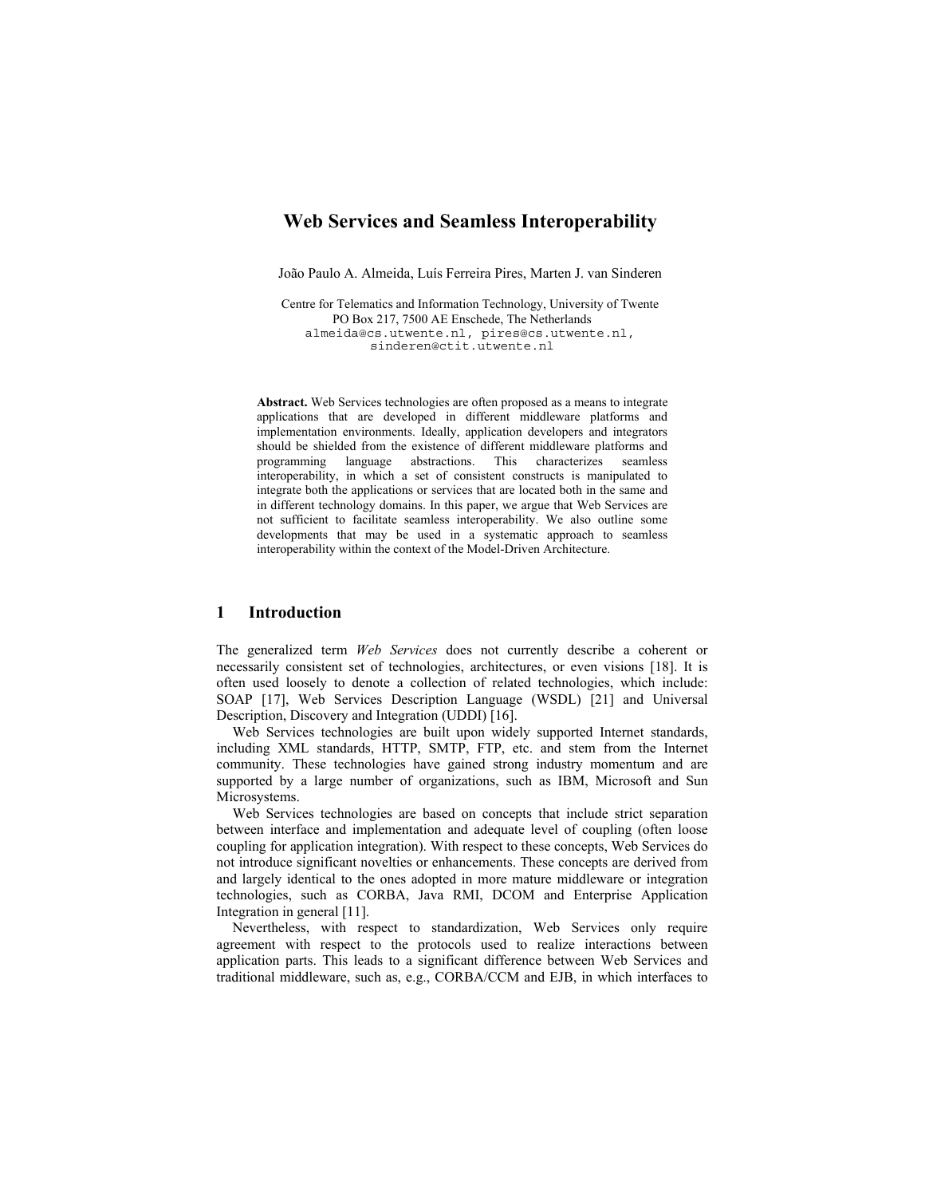# Web Services and Seamless Interoperability

João Paulo A. Almeida, Luís Ferreira Pires, Marten J. van Sinderen

Centre for Telematics and Information Technology, University of Twente
PO Box 217, 7500 AE Enschede, The Netherlands
almeida@cs.utwente.nl, pires@cs.utwente.nl,
sinderen@ctit.utwente.nl

**Abstract.** Web Services technologies are often proposed as a means to integrate applications that are developed in different middleware platforms and implementation environments. Ideally, application developers and integrators should be shielded from the existence of different middleware platforms and programming language abstractions. This characterizes seamless interoperability, in which a set of consistent constructs is manipulated to integrate both the applications or services that are located both in the same and in different technology domains. In this paper, we argue that Web Services are not sufficient to facilitate seamless interoperability. We also outline some developments that may be used in a systematic approach to seamless interoperability within the context of the Model-Driven Architecture.

## 1 Introduction

The generalized term *Web Services* does not currently describe a coherent or necessarily consistent set of technologies, architectures, or even visions [18]. It is often used loosely to denote a collection of related technologies, which include: SOAP [17], Web Services Description Language (WSDL) [21] and Universal Description, Discovery and Integration (UDDI) [16].

Web Services technologies are built upon widely supported Internet standards, including XML standards, HTTP, SMTP, FTP, etc. and stem from the Internet community. These technologies have gained strong industry momentum and are supported by a large number of organizations, such as IBM, Microsoft and Sun Microsystems.

Web Services technologies are based on concepts that include strict separation between interface and implementation and adequate level of coupling (often loose coupling for application integration). With respect to these concepts, Web Services do not introduce significant novelties or enhancements. These concepts are derived from and largely identical to the ones adopted in more mature middleware or integration technologies, such as CORBA, Java RMI, DCOM and Enterprise Application Integration in general [11].

Nevertheless, with respect to standardization, Web Services only require agreement with respect to the protocols used to realize interactions between application parts. This leads to a significant difference between Web Services and traditional middleware, such as, e.g., CORBA/CCM and EJB, in which interfaces to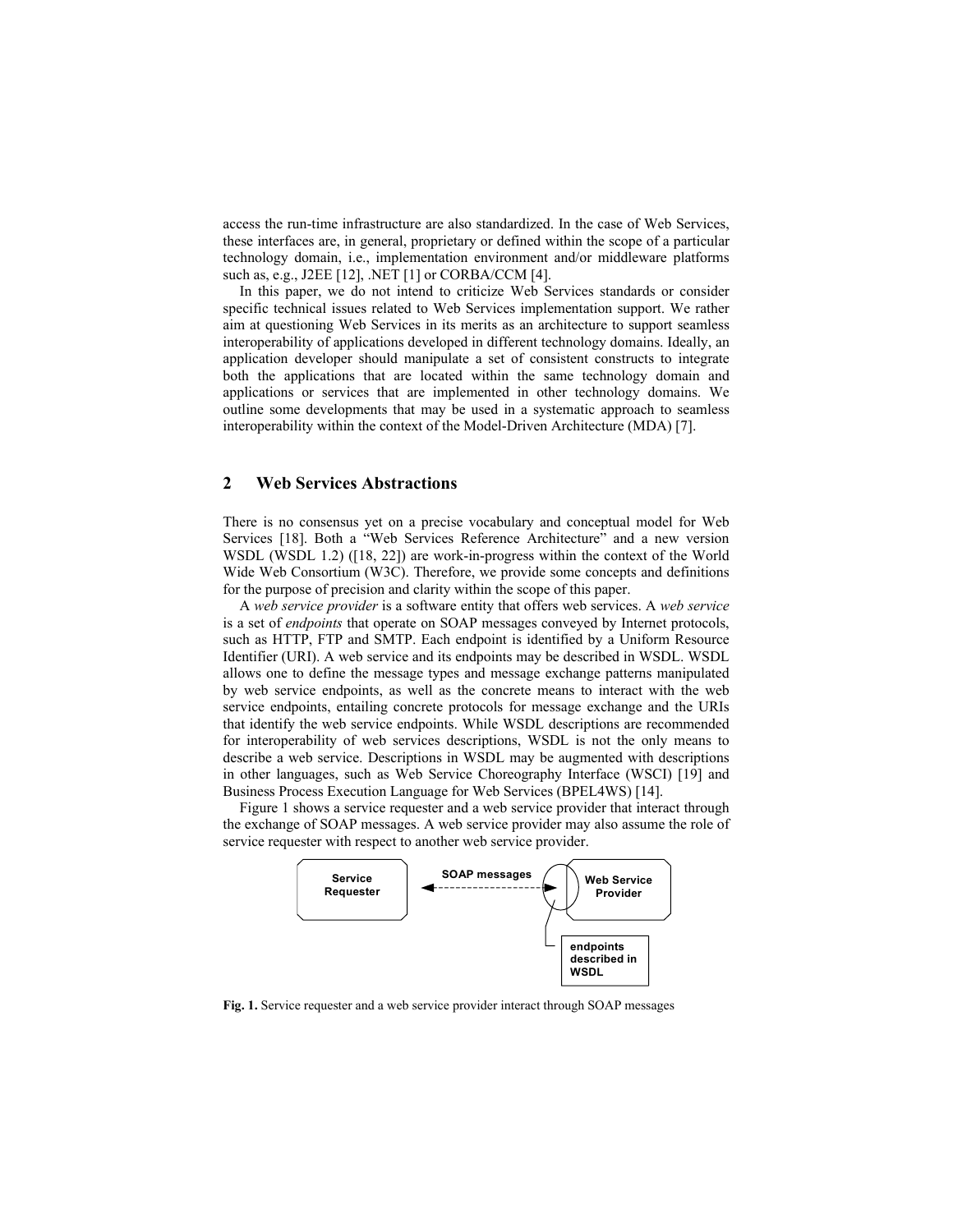access the run-time infrastructure are also standardized. In the case of Web Services, these interfaces are, in general, proprietary or defined within the scope of a particular technology domain, i.e., implementation environment and/or middleware platforms such as, e.g., J2EE [12], .NET [1] or CORBA/CCM [4].

In this paper, we do not intend to criticize Web Services standards or consider specific technical issues related to Web Services implementation support. We rather aim at questioning Web Services in its merits as an architecture to support seamless interoperability of applications developed in different technology domains. Ideally, an application developer should manipulate a set of consistent constructs to integrate both the applications that are located within the same technology domain and applications or services that are implemented in other technology domains. We outline some developments that may be used in a systematic approach to seamless interoperability within the context of the Model-Driven Architecture (MDA) [7].

## 2 Web Services Abstractions

There is no consensus yet on a precise vocabulary and conceptual model for Web Services [18]. Both a "Web Services Reference Architecture" and a new version WSDL (WSDL 1.2) ([18, 22]) are work-in-progress within the context of the World Wide Web Consortium (W3C). Therefore, we provide some concepts and definitions for the purpose of precision and clarity within the scope of this paper.

A *web service provider* is a software entity that offers web services. A *web service* is a set of *endpoints* that operate on SOAP messages conveyed by Internet protocols, such as HTTP, FTP and SMTP. Each endpoint is identified by a Uniform Resource Identifier (URI). A web service and its endpoints may be described in WSDL. WSDL allows one to define the message types and message exchange patterns manipulated by web service endpoints, as well as the concrete means to interact with the web service endpoints, entailing concrete protocols for message exchange and the URIs that identify the web service endpoints. While WSDL descriptions are recommended for interoperability of web services descriptions, WSDL is not the only means to describe a web service. Descriptions in WSDL may be augmented with descriptions in other languages, such as Web Service Choreography Interface (WSCI) [19] and Business Process Execution Language for Web Services (BPEL4WS) [14].

Figure 1 shows a service requester and a web service provider that interact through the exchange of SOAP messages. A web service provider may also assume the role of service requester with respect to another web service provider.

Service Requester — SOAP messages — Web Service Provider; endpoints described in WSDL

**Fig. 1.** Service requester and a web service provider interact through SOAP messages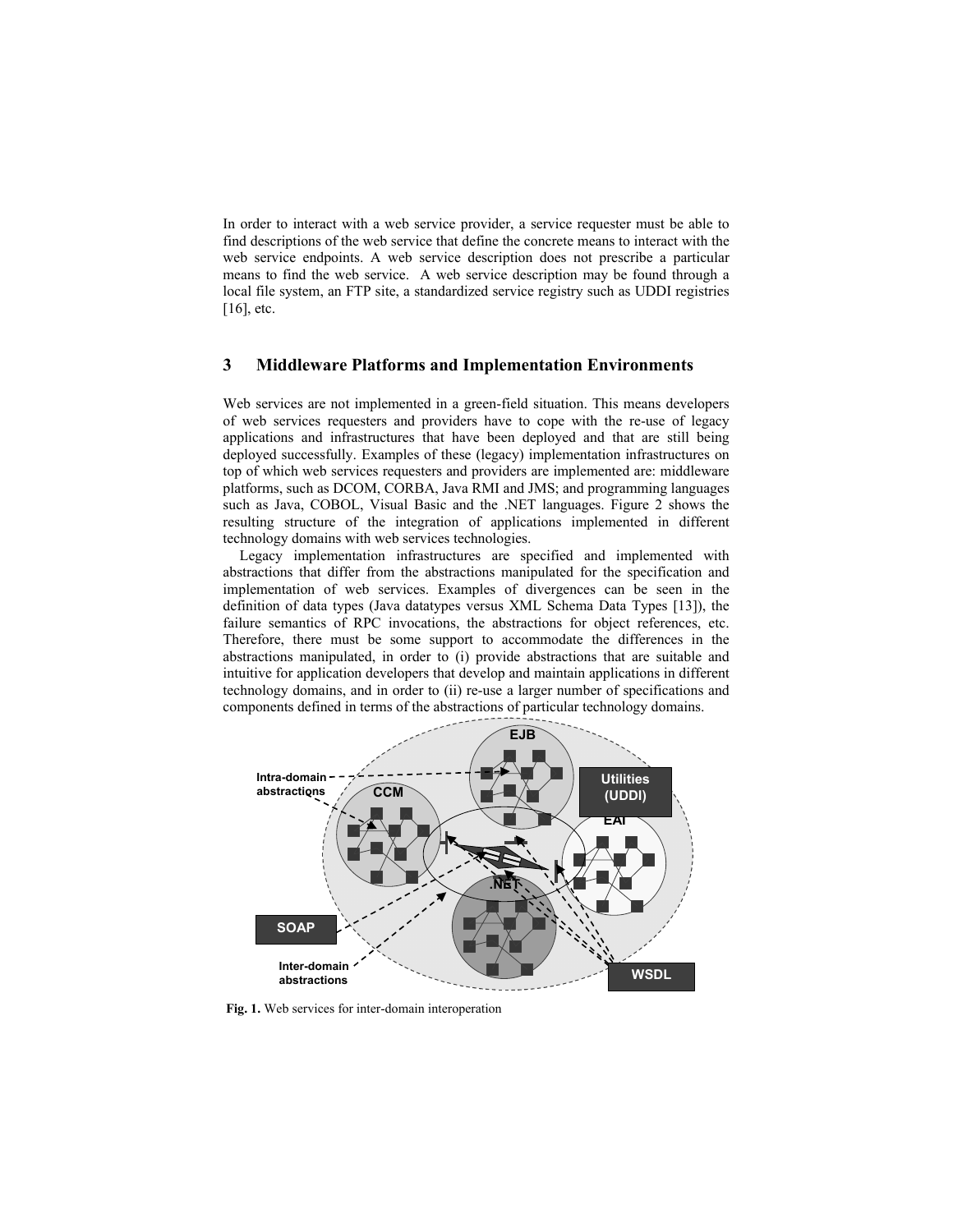In order to interact with a web service provider, a service requester must be able to find descriptions of the web service that define the concrete means to interact with the web service endpoints. A web service description does not prescribe a particular means to find the web service. A web service description may be found through a local file system, an FTP site, a standardized service registry such as UDDI registries [16], etc.

## 3 Middleware Platforms and Implementation Environments

Web services are not implemented in a green-field situation. This means developers of web services requesters and providers have to cope with the re-use of legacy applications and infrastructures that have been deployed and that are still being deployed successfully. Examples of these (legacy) implementation infrastructures on top of which web services requesters and providers are implemented are: middleware platforms, such as DCOM, CORBA, Java RMI and JMS; and programming languages such as Java, COBOL, Visual Basic and the .NET languages. Figure 2 shows the resulting structure of the integration of applications implemented in different technology domains with web services technologies.

Legacy implementation infrastructures are specified and implemented with abstractions that differ from the abstractions manipulated for the specification and implementation of web services. Examples of divergences can be seen in the definition of data types (Java datatypes versus XML Schema Data Types [13]), the failure semantics of RPC invocations, the abstractions for object references, etc. Therefore, there must be some support to accommodate the differences in the abstractions manipulated, in order to (i) provide abstractions that are suitable and intuitive for application developers that develop and maintain applications in different technology domains, and in order to (ii) re-use a larger number of specifications and components defined in terms of the abstractions of particular technology domains.

**Fig. 1.** Web services for inter-domain interoperation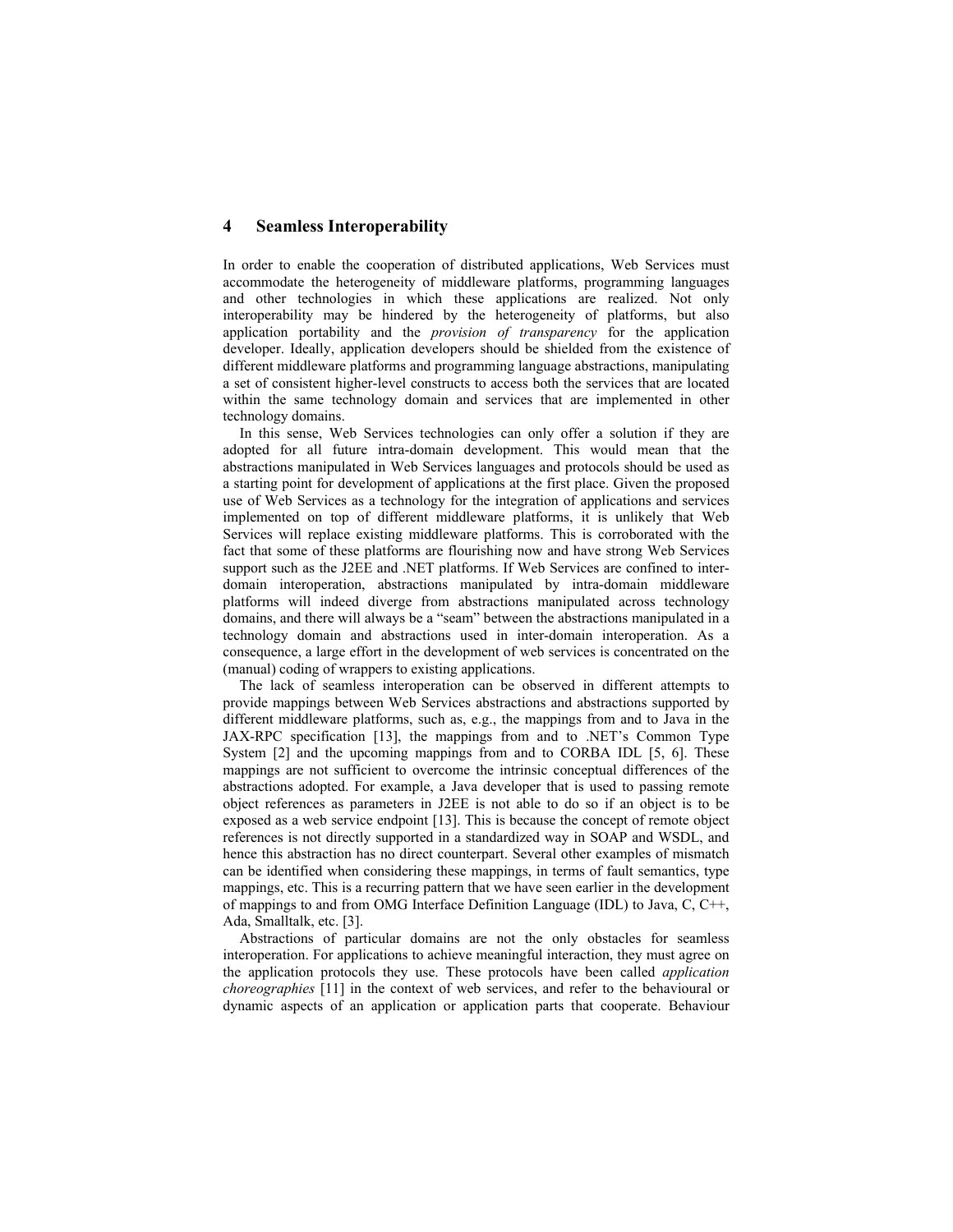## 4 Seamless Interoperability

In order to enable the cooperation of distributed applications, Web Services must accommodate the heterogeneity of middleware platforms, programming languages and other technologies in which these applications are realized. Not only interoperability may be hindered by the heterogeneity of platforms, but also application portability and the *provision of transparency* for the application developer. Ideally, application developers should be shielded from the existence of different middleware platforms and programming language abstractions, manipulating a set of consistent higher-level constructs to access both the services that are located within the same technology domain and services that are implemented in other technology domains.

In this sense, Web Services technologies can only offer a solution if they are adopted for all future intra-domain development. This would mean that the abstractions manipulated in Web Services languages and protocols should be used as a starting point for development of applications at the first place. Given the proposed use of Web Services as a technology for the integration of applications and services implemented on top of different middleware platforms, it is unlikely that Web Services will replace existing middleware platforms. This is corroborated with the fact that some of these platforms are flourishing now and have strong Web Services support such as the J2EE and .NET platforms. If Web Services are confined to inter-domain interoperation, abstractions manipulated by intra-domain middleware platforms will indeed diverge from abstractions manipulated across technology domains, and there will always be a "seam" between the abstractions manipulated in a technology domain and abstractions used in inter-domain interoperation. As a consequence, a large effort in the development of web services is concentrated on the (manual) coding of wrappers to existing applications.

The lack of seamless interoperation can be observed in different attempts to provide mappings between Web Services abstractions and abstractions supported by different middleware platforms, such as, e.g., the mappings from and to Java in the JAX-RPC specification [13], the mappings from and to .NET's Common Type System [2] and the upcoming mappings from and to CORBA IDL [5, 6]. These mappings are not sufficient to overcome the intrinsic conceptual differences of the abstractions adopted. For example, a Java developer that is used to passing remote object references as parameters in J2EE is not able to do so if an object is to be exposed as a web service endpoint [13]. This is because the concept of remote object references is not directly supported in a standardized way in SOAP and WSDL, and hence this abstraction has no direct counterpart. Several other examples of mismatch can be identified when considering these mappings, in terms of fault semantics, type mappings, etc. This is a recurring pattern that we have seen earlier in the development of mappings to and from OMG Interface Definition Language (IDL) to Java, C, C++, Ada, Smalltalk, etc. [3].

Abstractions of particular domains are not the only obstacles for seamless interoperation. For applications to achieve meaningful interaction, they must agree on the application protocols they use. These protocols have been called *application choreographies* [11] in the context of web services, and refer to the behavioural or dynamic aspects of an application or application parts that cooperate. Behaviour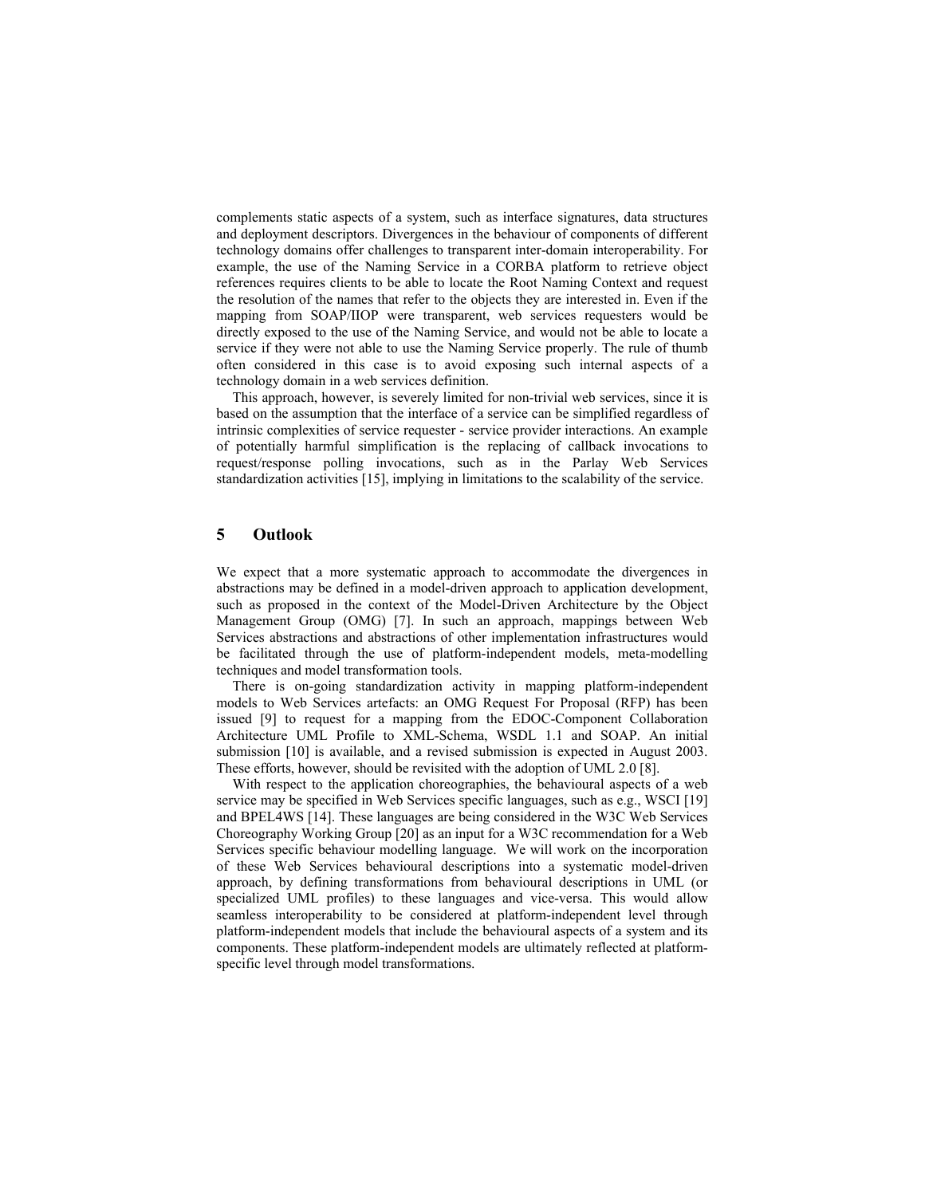complements static aspects of a system, such as interface signatures, data structures and deployment descriptors. Divergences in the behaviour of components of different technology domains offer challenges to transparent inter-domain interoperability. For example, the use of the Naming Service in a CORBA platform to retrieve object references requires clients to be able to locate the Root Naming Context and request the resolution of the names that refer to the objects they are interested in. Even if the mapping from SOAP/IIOP were transparent, web services requesters would be directly exposed to the use of the Naming Service, and would not be able to locate a service if they were not able to use the Naming Service properly. The rule of thumb often considered in this case is to avoid exposing such internal aspects of a technology domain in a web services definition.

This approach, however, is severely limited for non-trivial web services, since it is based on the assumption that the interface of a service can be simplified regardless of intrinsic complexities of service requester - service provider interactions. An example of potentially harmful simplification is the replacing of callback invocations to request/response polling invocations, such as in the Parlay Web Services standardization activities [15], implying in limitations to the scalability of the service.

## 5 Outlook

We expect that a more systematic approach to accommodate the divergences in abstractions may be defined in a model-driven approach to application development, such as proposed in the context of the Model-Driven Architecture by the Object Management Group (OMG) [7]. In such an approach, mappings between Web Services abstractions and abstractions of other implementation infrastructures would be facilitated through the use of platform-independent models, meta-modelling techniques and model transformation tools.

There is on-going standardization activity in mapping platform-independent models to Web Services artefacts: an OMG Request For Proposal (RFP) has been issued [9] to request for a mapping from the EDOC-Component Collaboration Architecture UML Profile to XML-Schema, WSDL 1.1 and SOAP. An initial submission [10] is available, and a revised submission is expected in August 2003. These efforts, however, should be revisited with the adoption of UML 2.0 [8].

With respect to the application choreographies, the behavioural aspects of a web service may be specified in Web Services specific languages, such as e.g., WSCI [19] and BPEL4WS [14]. These languages are being considered in the W3C Web Services Choreography Working Group [20] as an input for a W3C recommendation for a Web Services specific behaviour modelling language. We will work on the incorporation of these Web Services behavioural descriptions into a systematic model-driven approach, by defining transformations from behavioural descriptions in UML (or specialized UML profiles) to these languages and vice-versa. This would allow seamless interoperability to be considered at platform-independent level through platform-independent models that include the behavioural aspects of a system and its components. These platform-independent models are ultimately reflected at platform-specific level through model transformations.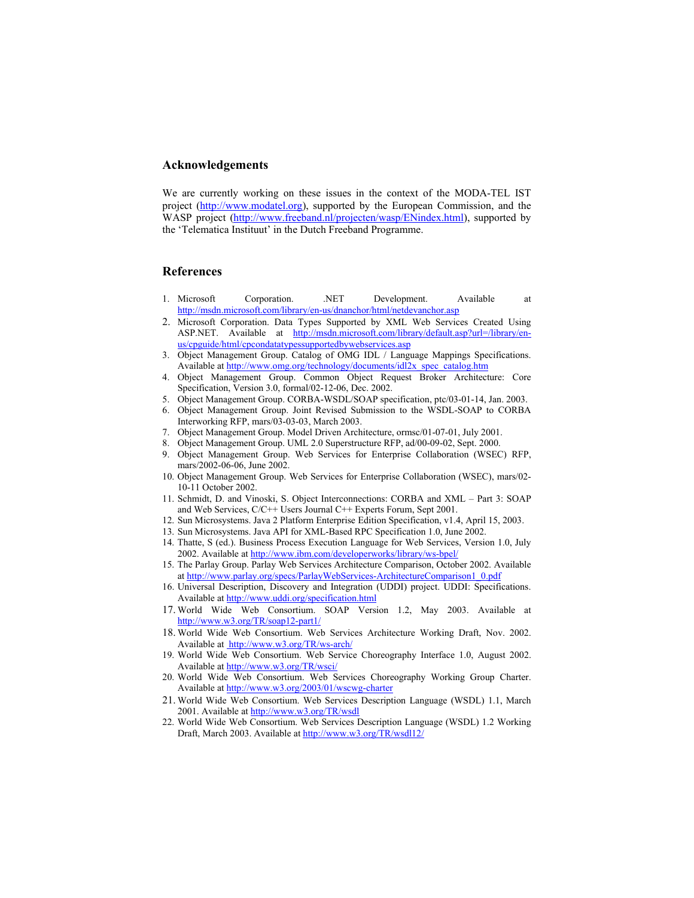## Acknowledgements

We are currently working on these issues in the context of the MODA-TEL IST project (http://www.modatel.org), supported by the European Commission, and the WASP project (http://www.freeband.nl/projecten/wasp/ENindex.html), supported by the 'Telematica Instituut' in the Dutch Freeband Programme.

## References

1. Microsoft Corporation. .NET Development. Available at http://msdn.microsoft.com/library/en-us/dnanchor/html/netdevanchor.asp
2. Microsoft Corporation. Data Types Supported by XML Web Services Created Using ASP.NET. Available at http://msdn.microsoft.com/library/default.asp?url=/library/en-us/cpguide/html/cpcondatatypessupportedbywebservices.asp
3. Object Management Group. Catalog of OMG IDL / Language Mappings Specifications. Available at http://www.omg.org/technology/documents/idl2x_spec_catalog.htm
4. Object Management Group. Common Object Request Broker Architecture: Core Specification, Version 3.0, formal/02-12-06, Dec. 2002.
5. Object Management Group. CORBA-WSDL/SOAP specification, ptc/03-01-14, Jan. 2003.
6. Object Management Group. Joint Revised Submission to the WSDL-SOAP to CORBA Interworking RFP, mars/03-03-03, March 2003.
7. Object Management Group. Model Driven Architecture, ormsc/01-07-01, July 2001.
8. Object Management Group. UML 2.0 Superstructure RFP, ad/00-09-02, Sept. 2000.
9. Object Management Group. Web Services for Enterprise Collaboration (WSEC) RFP, mars/2002-06-06, June 2002.
10. Object Management Group. Web Services for Enterprise Collaboration (WSEC), mars/02-10-11 October 2002.
11. Schmidt, D. and Vinoski, S. Object Interconnections: CORBA and XML – Part 3: SOAP and Web Services, C/C++ Users Journal C++ Experts Forum, Sept 2001.
12. Sun Microsystems. Java 2 Platform Enterprise Edition Specification, v1.4, April 15, 2003.
13. Sun Microsystems. Java API for XML-Based RPC Specification 1.0, June 2002.
14. Thatte, S (ed.). Business Process Execution Language for Web Services, Version 1.0, July 2002. Available at http://www.ibm.com/developerworks/library/ws-bpel/
15. The Parlay Group. Parlay Web Services Architecture Comparison, October 2002. Available at http://www.parlay.org/specs/ParlayWebServices-ArchitectureComparison1_0.pdf
16. Universal Description, Discovery and Integration (UDDI) project. UDDI: Specifications. Available at http://www.uddi.org/specification.html
17. World Wide Web Consortium. SOAP Version 1.2, May 2003. Available at http://www.w3.org/TR/soap12-part1/
18. World Wide Web Consortium. Web Services Architecture Working Draft, Nov. 2002. Available at http://www.w3.org/TR/ws-arch/
19. World Wide Web Consortium. Web Service Choreography Interface 1.0, August 2002. Available at http://www.w3.org/TR/wsci/
20. World Wide Web Consortium. Web Services Choreography Working Group Charter. Available at http://www.w3.org/2003/01/wscwg-charter
21. World Wide Web Consortium. Web Services Description Language (WSDL) 1.1, March 2001. Available at http://www.w3.org/TR/wsdl
22. World Wide Web Consortium. Web Services Description Language (WSDL) 1.2 Working Draft, March 2003. Available at http://www.w3.org/TR/wsdl12/